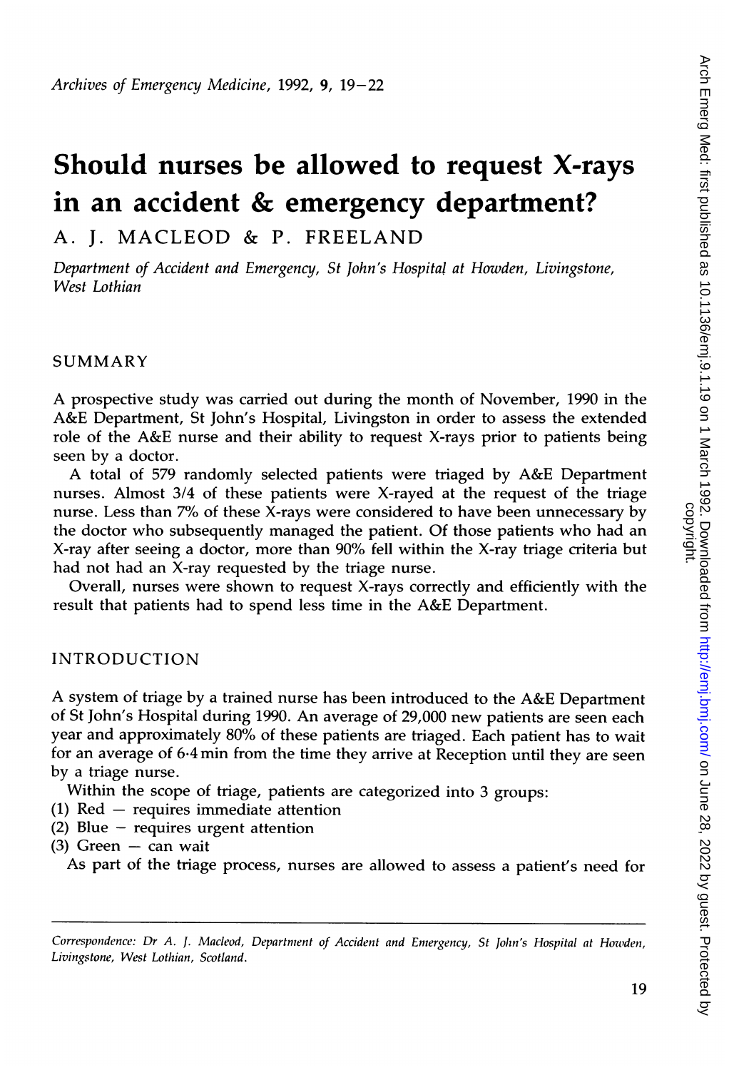# Should nurses be allowed to request X-rays in an accident & emergency department?

A. J. MACLEOD & P. FREELAND

*Department of Accident and Emergency, St John's Hospital at Howden, Livingstone, West Lothian*

## SUMMARY

A prospective study was carried out during the month of November, 1990 in the A&E Department, St John's Hospital, Livingston in order to assess the extended role of the A&E nurse and their ability to request X-rays prior to patients being seen by a doctor.

A total of 579 randomly selected patients were triaged by A&E Department nurses. Almost 3/4 of these patients were X-rayed at the request of the triage nurse. Less than 7% of these X-rays were considered to have been unnecessary by the doctor who subsequently managed the patient. Of those patients who had an X-ray after seeing a doctor, more than 90% fell within the X-ray triage criteria but had not had an X-ray requested by the triage nurse.

Overall, nurses were shown to request X-rays correctly and efficiently with the result that patients had to spend less time in the A&E Department.

## INTRODUCTION

A system of triage by a trained nurse has been introduced to the A&E Department of St John's Hospital during 1990. An average of 29,000 new patients are seen each year and approximately 80% of these patients are triaged. Each patient has to wait for an average of 6·4 min from the time they arrive at Reception until they are seen by a triage nurse.

Within the scope of triage, patients are categorized into 3 groups:

(1) Red — requires immediate attention
(2) Blue — requires urgent attention
(3) Green — can wait

As part of the triage process, nurses are allowed to assess a patient's need for

---

*Correspondence: Dr A. J. Macleod, Department of Accident and Emergency, St John's Hospital at Howden, Livingstone, West Lothian, Scotland.*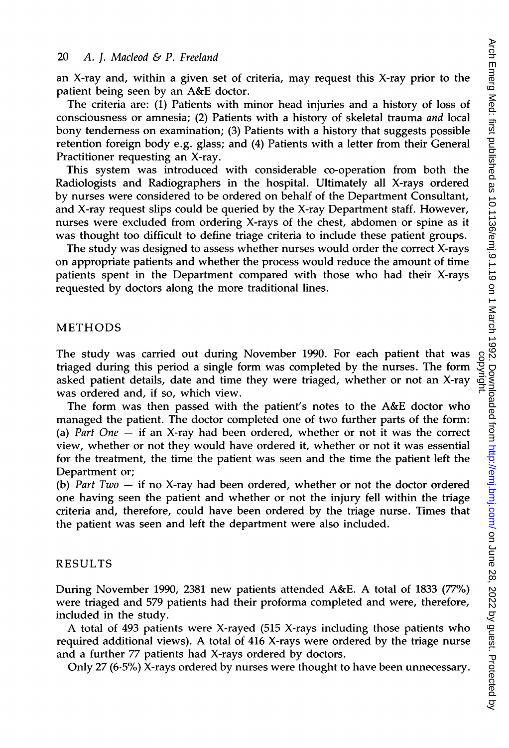an X-ray and, within a given set of criteria, may request this X-ray prior to the patient being seen by an A&E doctor.

The criteria are: (1) Patients with minor head injuries and a history of loss of consciousness or amnesia; (2) Patients with a history of skeletal trauma *and* local bony tenderness on examination; (3) Patients with a history that suggests possible retention foreign body e.g. glass; and (4) Patients with a letter from their General Practitioner requesting an X-ray.

This system was introduced with considerable co-operation from both the Radiologists and Radiographers in the hospital. Ultimately all X-rays ordered by nurses were considered to be ordered on behalf of the Department Consultant, and X-ray request slips could be queried by the X-ray Department staff. However, nurses were excluded from ordering X-rays of the chest, abdomen or spine as it was thought too difficult to define triage criteria to include these patient groups.

The study was designed to assess whether nurses would order the correct X-rays on appropriate patients and whether the process would reduce the amount of time patients spent in the Department compared with those who had their X-rays requested by doctors along the more traditional lines.

## METHODS

The study was carried out during November 1990. For each patient that was triaged during this period a single form was completed by the nurses. The form asked patient details, date and time they were triaged, whether or not an X-ray was ordered and, if so, which view.

The form was then passed with the patient's notes to the A&E doctor who managed the patient. The doctor completed one of two further parts of the form:

(a) *Part One* — if an X-ray had been ordered, whether or not it was the correct view, whether or not they would have ordered it, whether or not it was essential for the treatment, the time the patient was seen and the time the patient left the Department or;

(b) *Part Two* — if no X-ray had been ordered, whether or not the doctor ordered one having seen the patient and whether or not the injury fell within the triage criteria and, therefore, could have been ordered by the triage nurse. Times that the patient was seen and left the department were also included.

## RESULTS

During November 1990, 2381 new patients attended A&E. A total of 1833 (77%) were triaged and 579 patients had their proforma completed and were, therefore, included in the study.

A total of 493 patients were X-rayed (515 X-rays including those patients who required additional views). A total of 416 X-rays were ordered by the triage nurse and a further 77 patients had X-rays ordered by doctors.

Only 27 (6·5%) X-rays ordered by nurses were thought to have been unnecessary.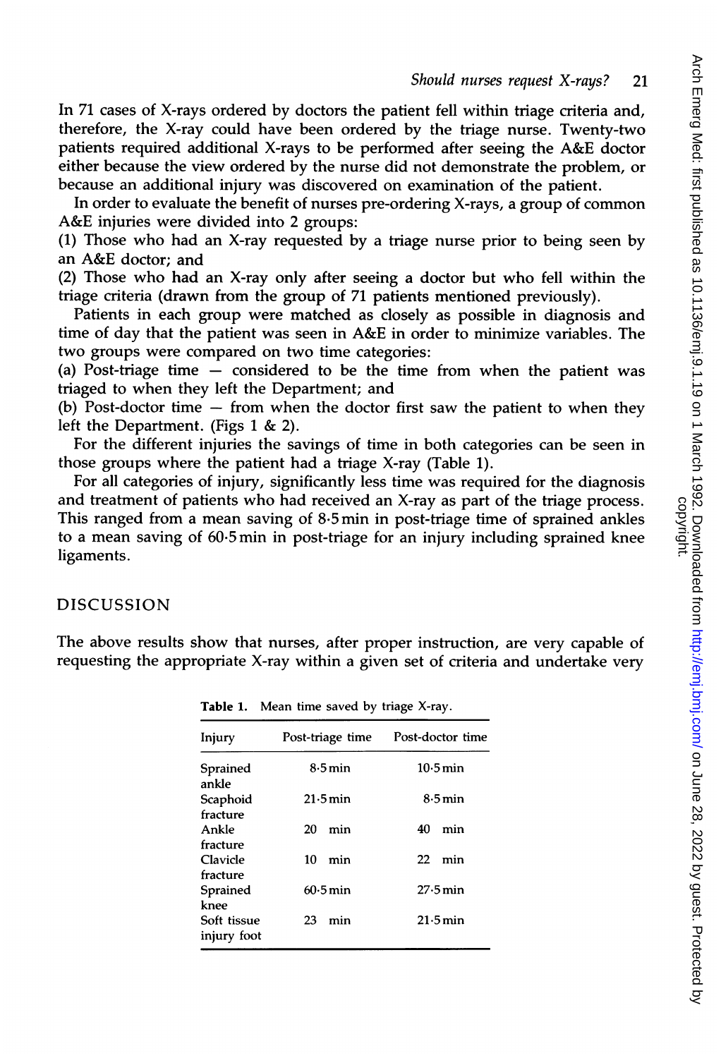In 71 cases of X-rays ordered by doctors the patient fell within triage criteria and, therefore, the X-ray could have been ordered by the triage nurse. Twenty-two patients required additional X-rays to be performed after seeing the A&E doctor either because the view ordered by the nurse did not demonstrate the problem, or because an additional injury was discovered on examination of the patient.

In order to evaluate the benefit of nurses pre-ordering X-rays, a group of common A&E injuries were divided into 2 groups:

(1) Those who had an X-ray requested by a triage nurse prior to being seen by an A&E doctor; and

(2) Those who had an X-ray only after seeing a doctor but who fell within the triage criteria (drawn from the group of 71 patients mentioned previously).

Patients in each group were matched as closely as possible in diagnosis and time of day that the patient was seen in A&E in order to minimize variables. The two groups were compared on two time categories:

(a) Post-triage time — considered to be the time from when the patient was triaged to when they left the Department; and

(b) Post-doctor time — from when the doctor first saw the patient to when they left the Department. (Figs 1 & 2).

For the different injuries the savings of time in both categories can be seen in those groups where the patient had a triage X-ray (Table 1).

For all categories of injury, significantly less time was required for the diagnosis and treatment of patients who had received an X-ray as part of the triage process. This ranged from a mean saving of 8·5 min in post-triage time of sprained ankles to a mean saving of 60·5 min in post-triage for an injury including sprained knee ligaments.

## DISCUSSION

The above results show that nurses, after proper instruction, are very capable of requesting the appropriate X-ray within a given set of criteria and undertake very

**Table 1.** Mean time saved by triage X-ray.

| Injury | Post-triage time | Post-doctor time |
|---|---|---|
| Sprained ankle | 8·5 min | 10·5 min |
| Scaphoid fracture | 21·5 min | 8·5 min |
| Ankle fracture | 20 min | 40 min |
| Clavicle fracture | 10 min | 22 min |
| Sprained knee | 60·5 min | 27·5 min |
| Soft tissue injury foot | 23 min | 21·5 min |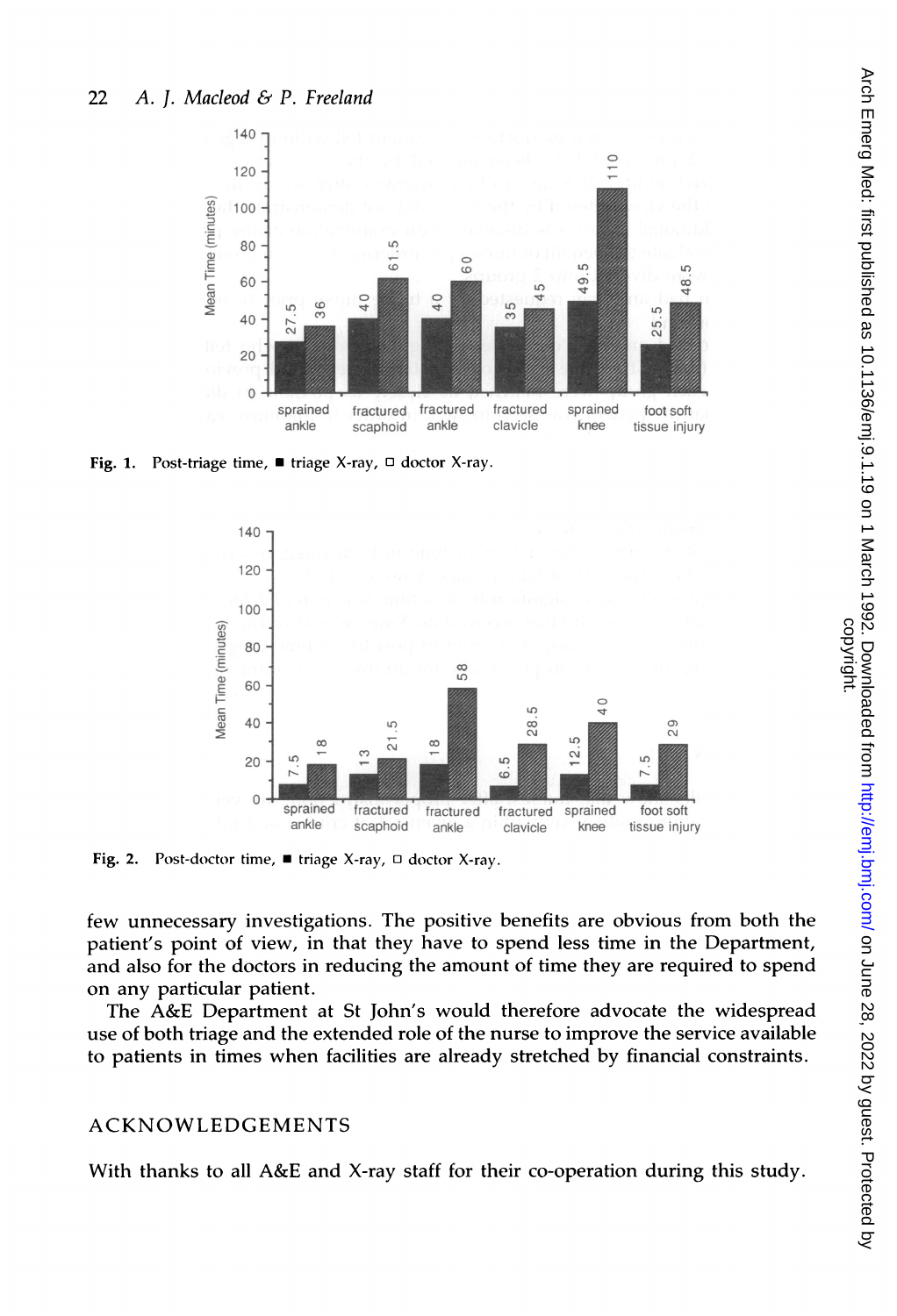140
120
100
80
60
40
20
0

Mean Time (minutes)

27.5 36 40 61.5 40 60 35 45 49.5 110 25.5 48.5

sprained ankle
fractured scaphoid
fractured ankle
fractured clavicle
sprained knee
foot soft tissue injury

**Fig. 1.** Post-triage time, ■ triage X-ray, □ doctor X-ray.

140
120
100
80
60
40
20
0

Mean Time (minutes)

7.5 18 13 21.5 18 58 6.5 28.5 12.5 40 7.5 29

sprained ankle
fractured scaphoid
fractured ankle
fractured clavicle
sprained knee
foot soft tissue injury

**Fig. 2.** Post-doctor time, ■ triage X-ray, □ doctor X-ray.

few unnecessary investigations. The positive benefits are obvious from both the patient's point of view, in that they have to spend less time in the Department, and also for the doctors in reducing the amount of time they are required to spend on any particular patient.

The A&E Department at St John's would therefore advocate the widespread use of both triage and the extended role of the nurse to improve the service available to patients in times when facilities are already stretched by financial constraints.

## ACKNOWLEDGEMENTS

With thanks to all A&E and X-ray staff for their co-operation during this study.